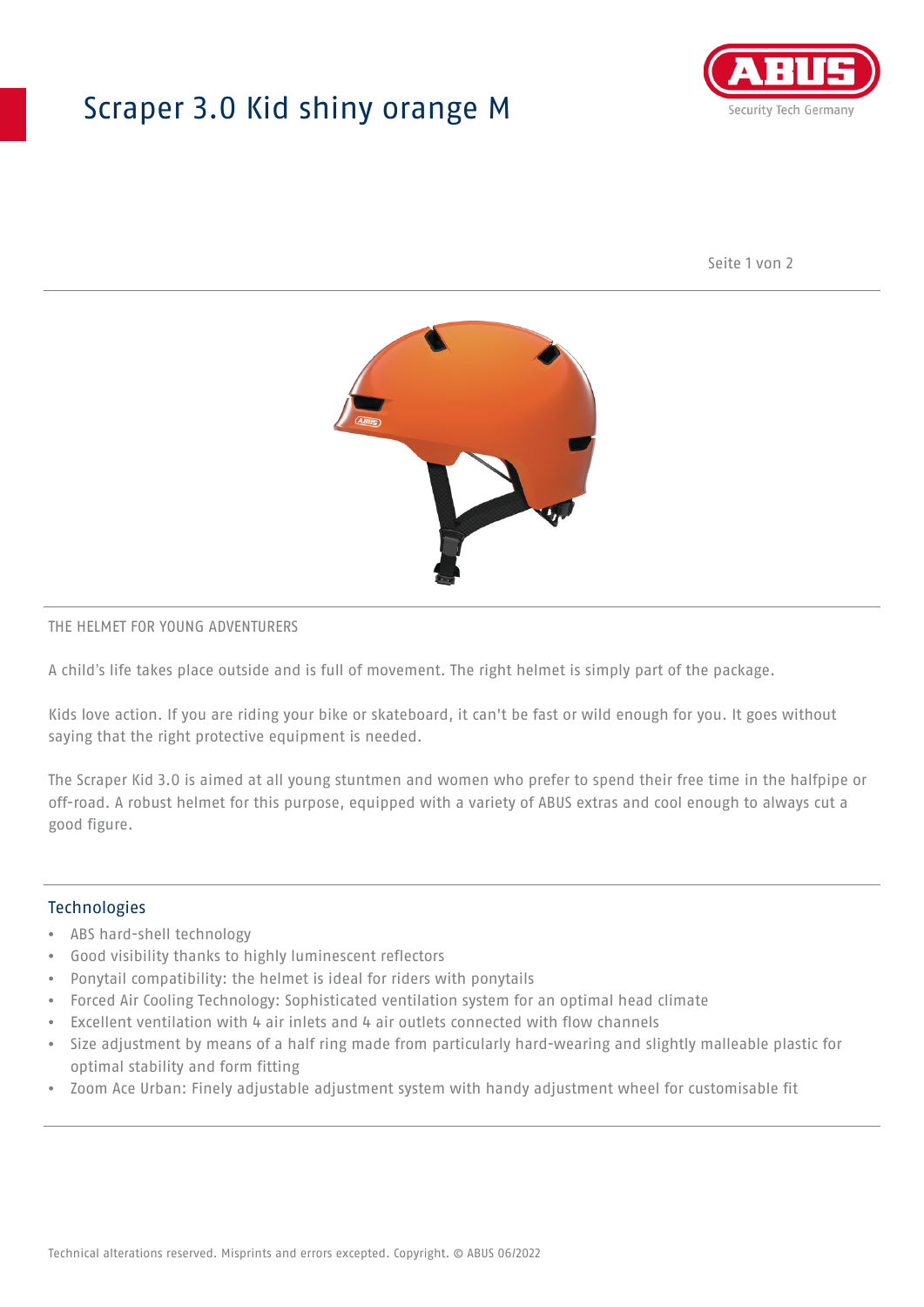# Scraper 3.0 Kid shiny orange M

THE HELMET FOR YOUNG ADVENTURERS

A child's life takes place outside and is full of movement. The right helmet is simply part of the package.

Kids love action. If you are riding your bike or skateboard, it can't be fast or wild enough for you. It goes without saying that the right protective equipment is needed.

The Scraper Kid 3.0 is aimed at all young stuntmen and women who prefer to spend their free time in the halfpipe or off-road. A robust helmet for this purpose, equipped with a variety of ABUS extras and cool enough to always cut a good figure.

## Technologies

- ABS hard-shell technology
- Good visibility thanks to highly luminescent reflectors
- Ponytail compatibility: the helmet is ideal for riders with ponytails
- Forced Air Cooling Technology: Sophisticated ventilation system for an optimal head climate
- Excellent ventilation with 4 air inlets and 4 air outlets connected with flow channels
- Size adjustment by means of a half ring made from particularly hard-wearing and slightly malleable plastic for optimal stability and form fitting
- Zoom Ace Urban: Finely adjustable adjustment system with handy adjustment wheel for customisable fit

Technical alterations reserved. Misprints and errors excepted. Copyright. © ABUS 06/2022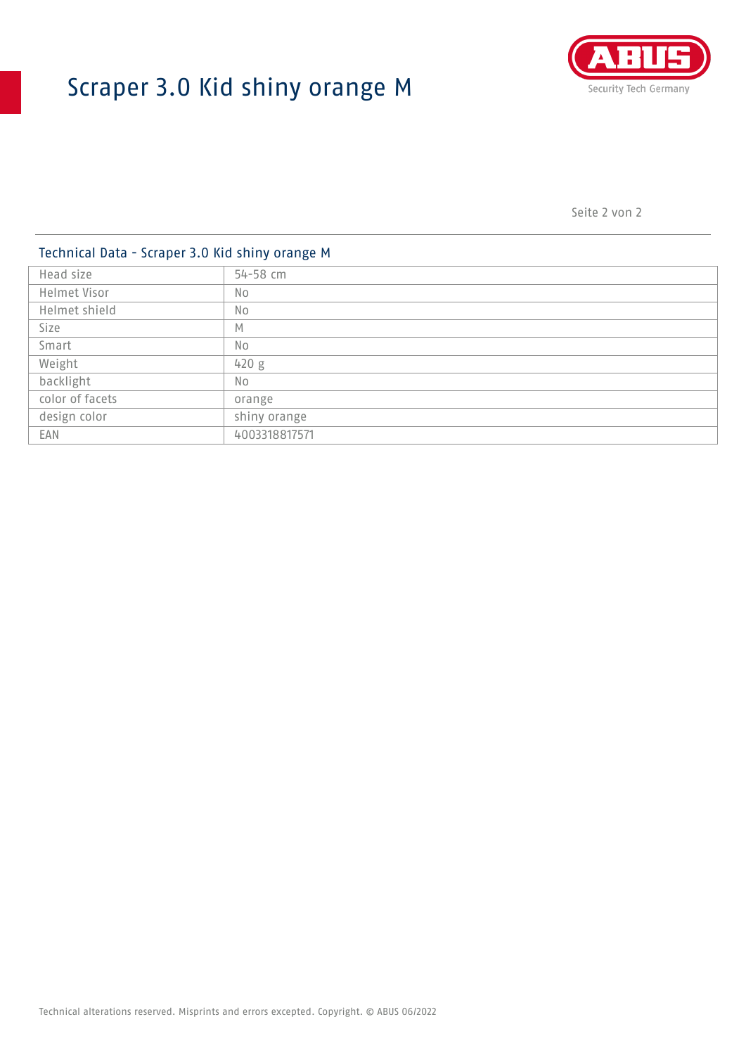# Scraper 3.0 Kid shiny orange M

## Technical Data - Scraper 3.0 Kid shiny orange M

| | |
|---|---|
| Head size | 54-58 cm |
| Helmet Visor | No |
| Helmet shield | No |
| Size | M |
| Smart | No |
| Weight | 420 g |
| backlight | No |
| color of facets | orange |
| design color | shiny orange |
| EAN | 4003318817571 |

Technical alterations reserved. Misprints and errors excepted. Copyright. © ABUS 06/2022